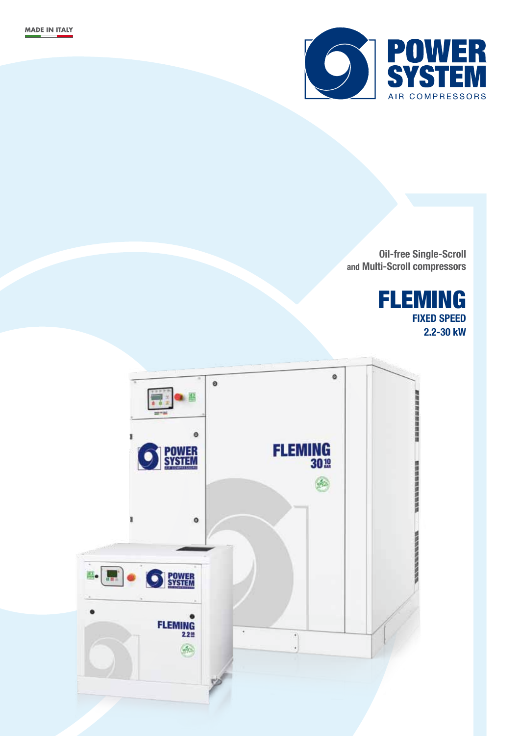MADE IN ITALY

POWER SYSTEM
AIR COMPRESSORS

Oil-free Single-Scroll
and Multi-Scroll compressors

# FLEMING

**FIXED SPEED**

**2.2-30 kW**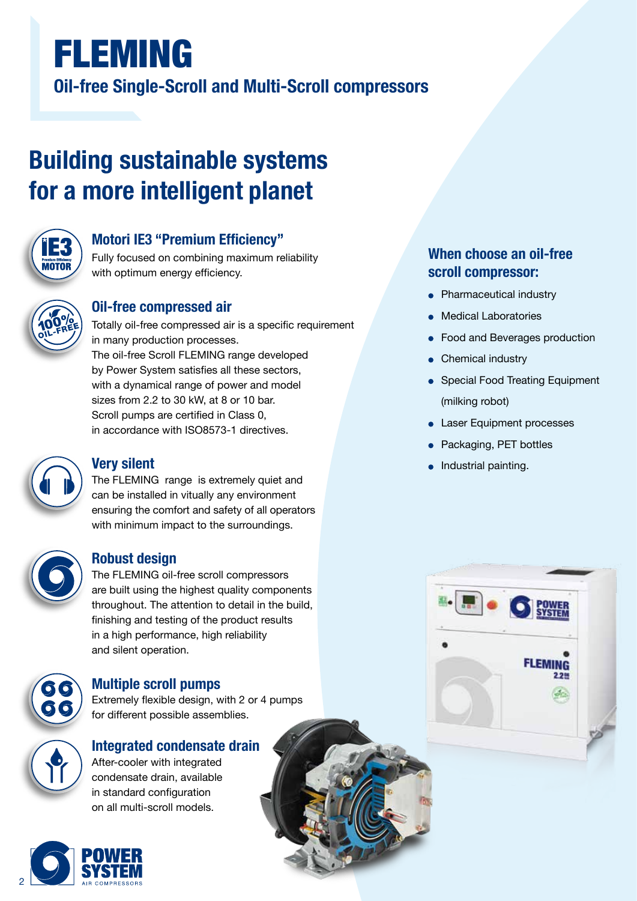# FLEMING

## Oil-free Single-Scroll and Multi-Scroll compressors

## Building sustainable systems for a more intelligent planet

### Motori IE3 "Premium Efficiency"

Fully focused on combining maximum reliability with optimum energy efficiency.

### Oil-free compressed air

Totally oil-free compressed air is a specific requirement in many production processes.
The oil-free Scroll FLEMING range developed by Power System satisfies all these sectors, with a dynamical range of power and model sizes from 2.2 to 30 kW, at 8 or 10 bar.
Scroll pumps are certified in Class 0, in accordance with ISO8573-1 directives.

### Very silent

The FLEMING range is extremely quiet and can be installed in virtually any environment ensuring the comfort and safety of all operators with minimum impact to the surroundings.

### Robust design

The FLEMING oil-free scroll compressors are built using the highest quality components throughout. The attention to detail in the build, finishing and testing of the product results in a high performance, high reliability and silent operation.

### Multiple scroll pumps

Extremely flexible design, with 2 or 4 pumps for different possible assemblies.

### Integrated condensate drain

After-cooler with integrated condensate drain, available in standard configuration on all multi-scroll models.

### When choose an oil-free scroll compressor:

- Pharmaceutical industry
- Medical Laboratories
- Food and Beverages production
- Chemical industry
- Special Food Treating Equipment (milking robot)
- Laser Equipment processes
- Packaging, PET bottles
- Industrial painting.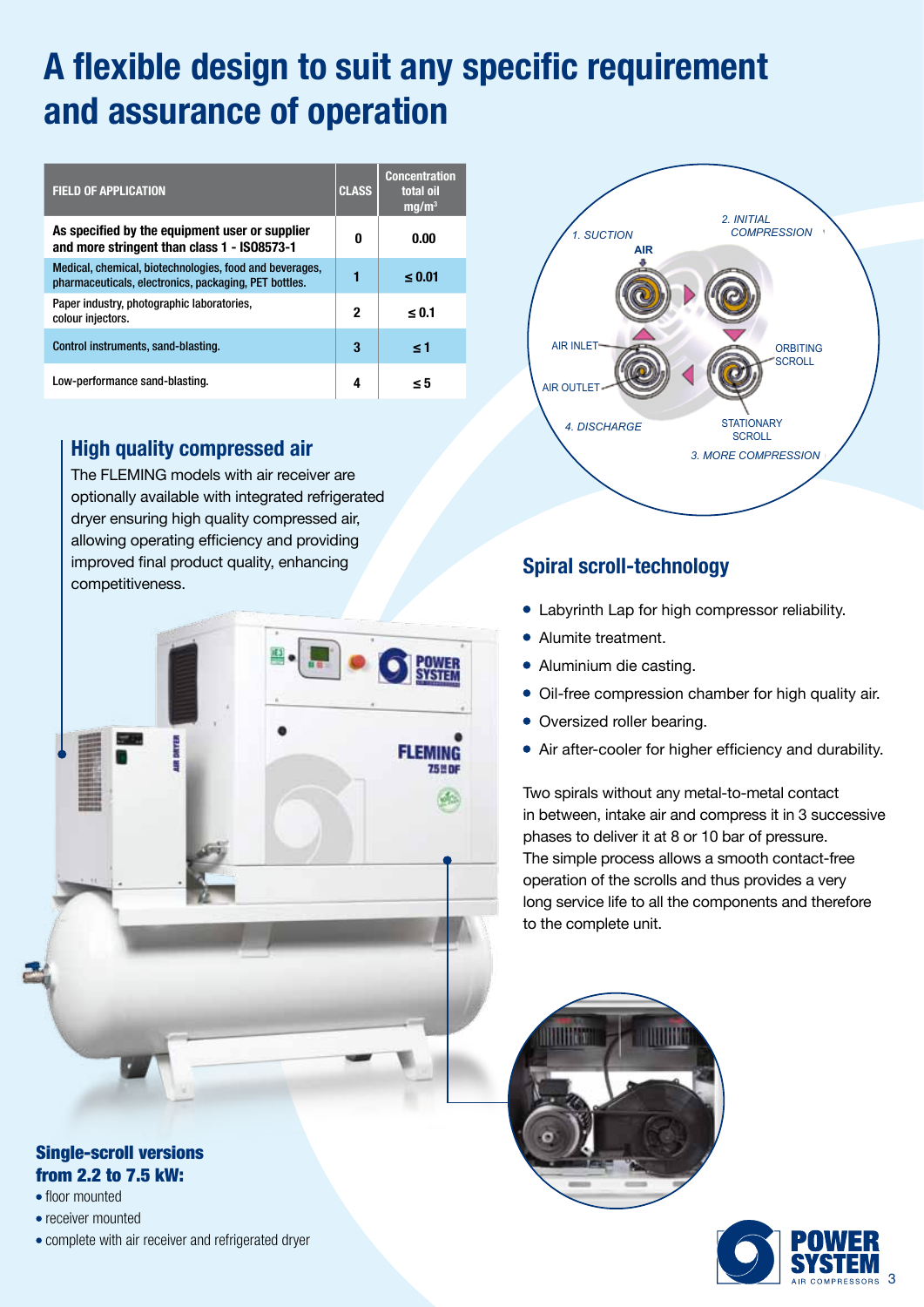# A flexible design to suit any specific requirement and assurance of operation

| FIELD OF APPLICATION | CLASS | Concentration total oil mg/m³ |
| --- | --- | --- |
| As specified by the equipment user or supplier and more stringent than class 1 - ISO8573-1 | 0 | 0.00 |
| Medical, chemical, biotechnologies, food and beverages, pharmaceuticals, electronics, packaging, PET bottles. | 1 | ≤ 0.01 |
| Paper industry, photographic laboratories, colour injectors. | 2 | ≤ 0.1 |
| Control instruments, sand-blasting. | 3 | ≤ 1 |
| Low-performance sand-blasting. | 4 | ≤ 5 |

## High quality compressed air

The FLEMING models with air receiver are optionally available with integrated refrigerated dryer ensuring high quality compressed air, allowing operating efficiency and providing improved final product quality, enhancing competitiveness.

1. SUCTION
2. INITIAL COMPRESSION
3. MORE COMPRESSION
4. DISCHARGE

AIR, AIR INLET, AIR OUTLET, ORBITING SCROLL, STATIONARY SCROLL

## Spiral scroll-technology

- Labyrinth Lap for high compressor reliability.
- Alumite treatment.
- Aluminium die casting.
- Oil-free compression chamber for high quality air.
- Oversized roller bearing.
- Air after-cooler for higher efficiency and durability.

Two spirals without any metal-to-metal contact in between, intake air and compress it in 3 successive phases to deliver it at 8 or 10 bar of pressure. The simple process allows a smooth contact-free operation of the scrolls and thus provides a very long service life to all the components and therefore to the complete unit.

### Single-scroll versions from 2.2 to 7.5 kW:

- floor mounted
- receiver mounted
- complete with air receiver and refrigerated dryer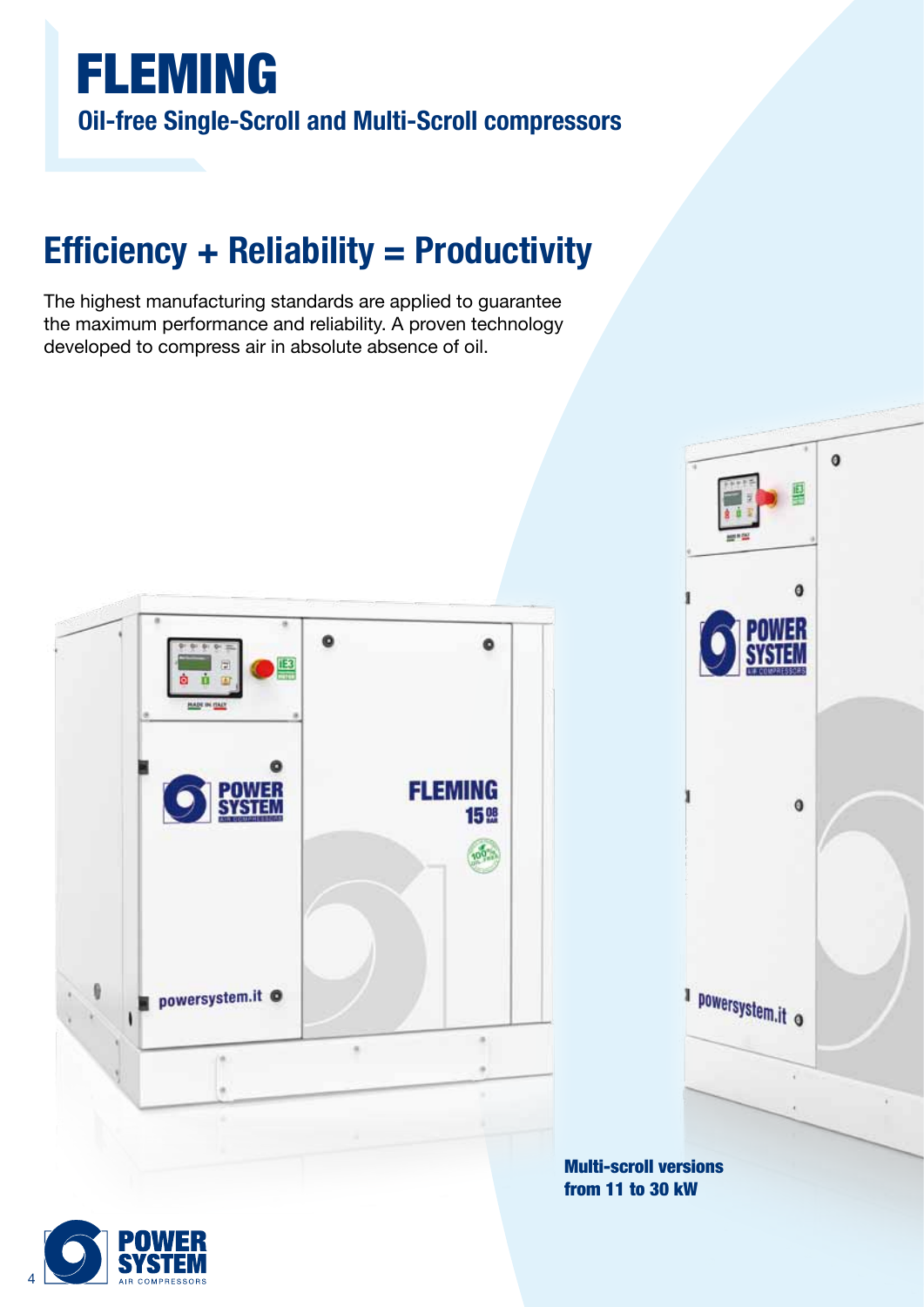# FLEMING

## Oil-free Single-Scroll and Multi-Scroll compressors

## Efficiency + Reliability = Productivity

The highest manufacturing standards are applied to guarantee the maximum performance and reliability. A proven technology developed to compress air in absolute absence of oil.

**Multi-scroll versions from 11 to 30 kW**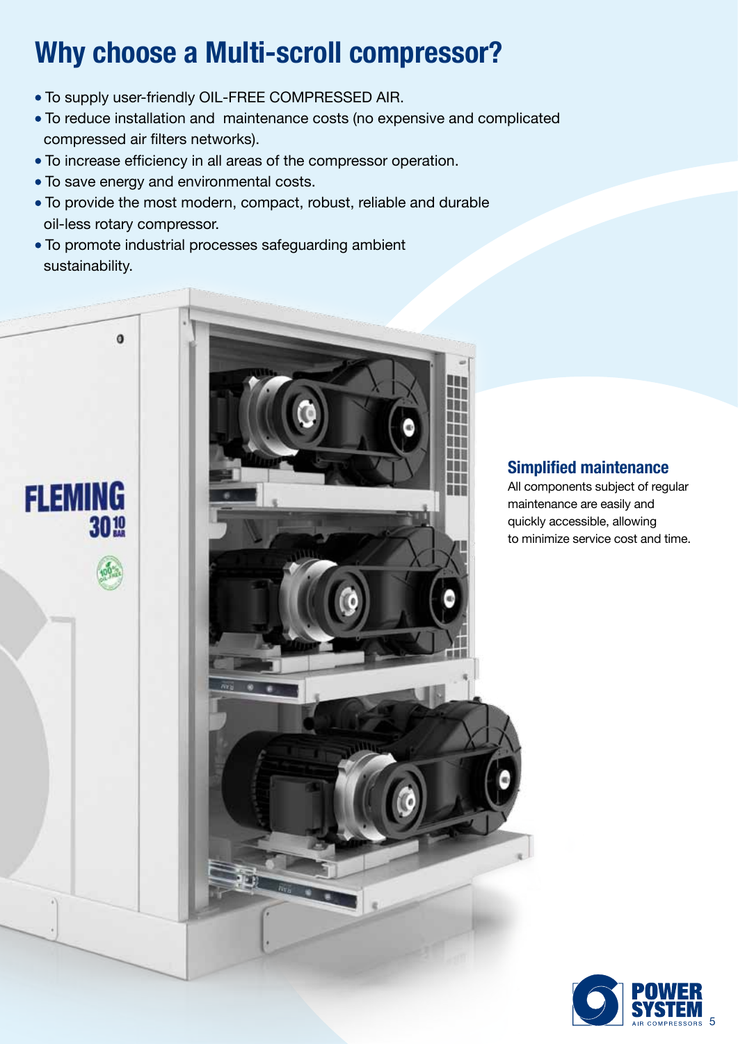# Why choose a Multi-scroll compressor?

- To supply user-friendly OIL-FREE COMPRESSED AIR.
- To reduce installation and maintenance costs (no expensive and complicated compressed air filters networks).
- To increase efficiency in all areas of the compressor operation.
- To save energy and environmental costs.
- To provide the most modern, compact, robust, reliable and durable oil-less rotary compressor.
- To promote industrial processes safeguarding ambient sustainability.

## Simplified maintenance

All components subject of regular maintenance are easily and quickly accessible, allowing to minimize service cost and time.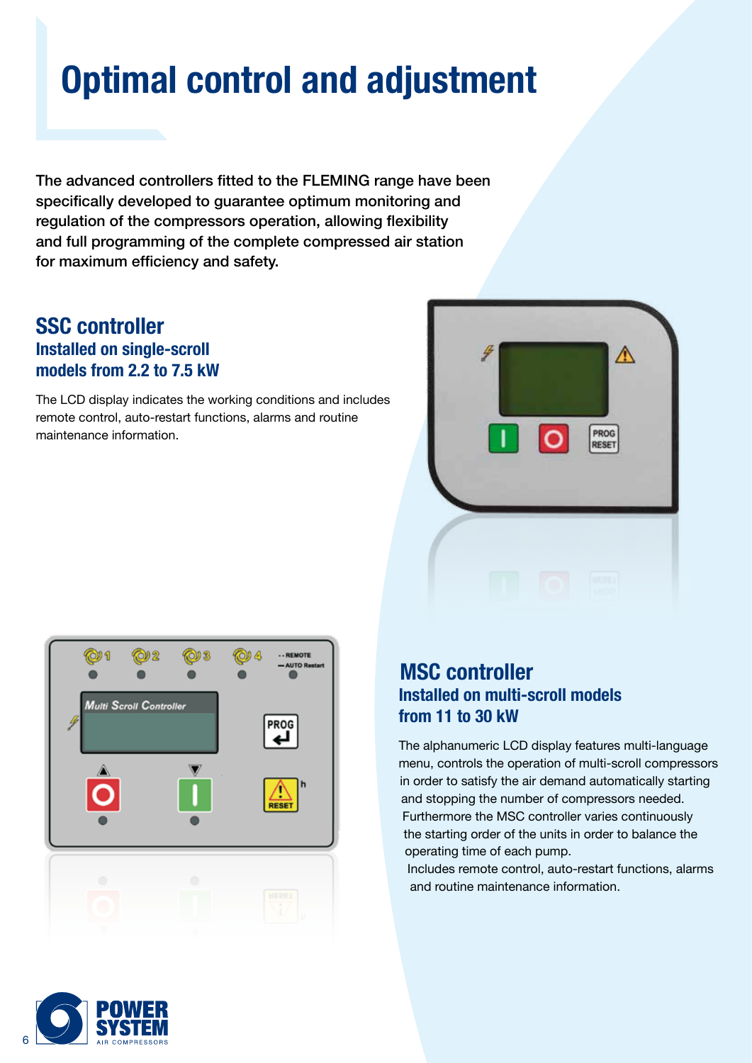# Optimal control and adjustment

The advanced controllers fitted to the FLEMING range have been specifically developed to guarantee optimum monitoring and regulation of the compressors operation, allowing flexibility and full programming of the complete compressed air station for maximum efficiency and safety.

## SSC controller

### Installed on single-scroll models from 2.2 to 7.5 kW

The LCD display indicates the working conditions and includes remote control, auto-restart functions, alarms and routine maintenance information.

## MSC controller

### Installed on multi-scroll models from 11 to 30 kW

The alphanumeric LCD display features multi-language menu, controls the operation of multi-scroll compressors in order to satisfy the air demand automatically starting and stopping the number of compressors needed. Furthermore the MSC controller varies continuously the starting order of the units in order to balance the operating time of each pump.
Includes remote control, auto-restart functions, alarms and routine maintenance information.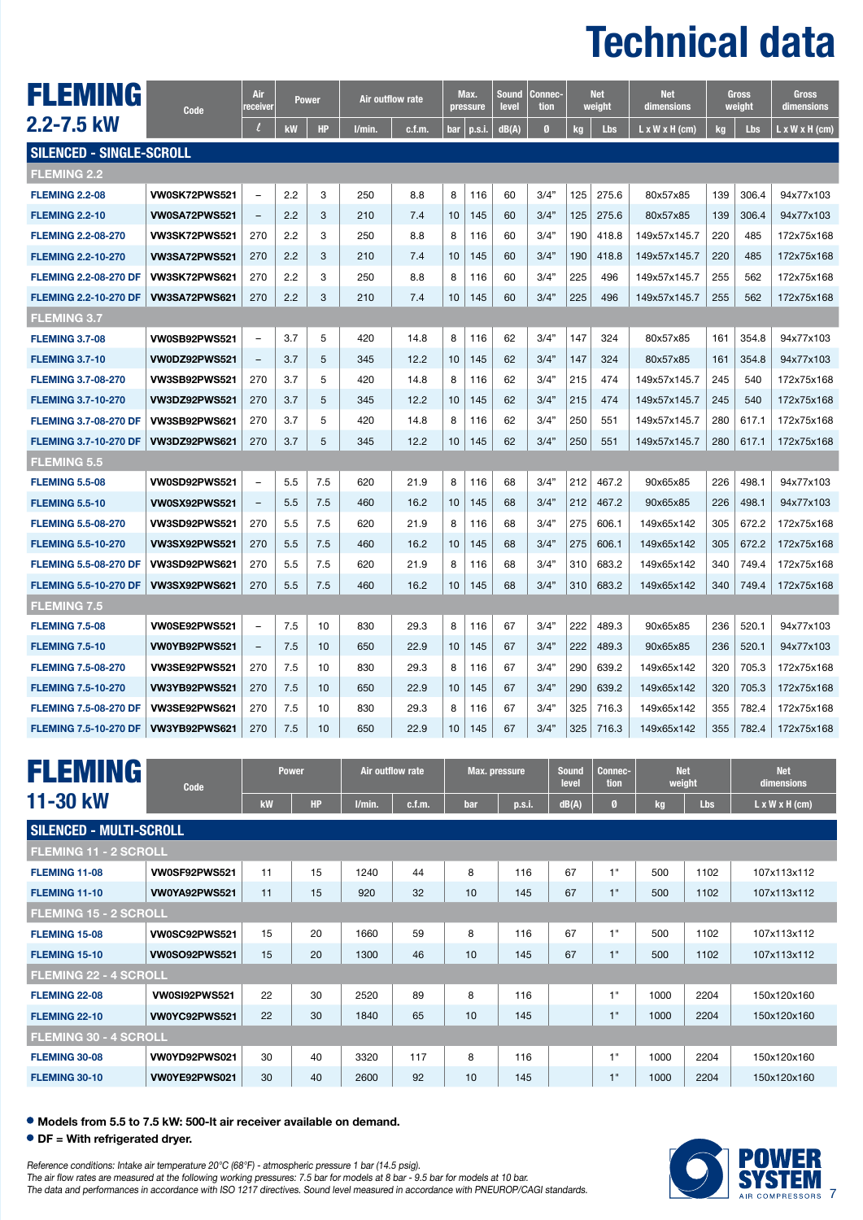# Technical data

## FLEMING 2.2-7.5 kW

| Model | Code | Air receiver | Power | | Air outflow rate | | Max. pressure | | Sound level | Connection | Net weight | | Net dimensions | Gross weight | | Gross dimensions |
|---|---|---|---|---|---|---|---|---|---|---|---|---|---|---|---|---|
| | | ℓ | kW | HP | l/min. | c.f.m. | bar | p.s.i. | dB(A) | Ø | kg | Lbs | L x W x H (cm) | kg | Lbs | L x W x H (cm) |
| **SILENCED - SINGLE-SCROLL** | | | | | | | | | | | | | | | | |
| **FLEMING 2.2** | | | | | | | | | | | | | | | | |
| FLEMING 2.2-08 | VW0SK72PWS521 | – | 2.2 | 3 | 250 | 8.8 | 8 | 116 | 60 | 3/4" | 125 | 275.6 | 80x57x85 | 139 | 306.4 | 94x77x103 |
| FLEMING 2.2-10 | VW0SA72PWS521 | – | 2.2 | 3 | 210 | 7.4 | 10 | 145 | 60 | 3/4" | 125 | 275.6 | 80x57x85 | 139 | 306.4 | 94x77x103 |
| FLEMING 2.2-08-270 | VW3SK72PWS521 | 270 | 2.2 | 3 | 250 | 8.8 | 8 | 116 | 60 | 3/4" | 190 | 418.8 | 149x57x145.7 | 220 | 485 | 172x75x168 |
| FLEMING 2.2-10-270 | VW3SA72PWS521 | 270 | 2.2 | 3 | 210 | 7.4 | 10 | 145 | 60 | 3/4" | 190 | 418.8 | 149x57x145.7 | 220 | 485 | 172x75x168 |
| FLEMING 2.2-08-270 DF | VW3SK72PWS621 | 270 | 2.2 | 3 | 250 | 8.8 | 8 | 116 | 60 | 3/4" | 225 | 496 | 149x57x145.7 | 255 | 562 | 172x75x168 |
| FLEMING 2.2-10-270 DF | VW3SA72PWS621 | 270 | 2.2 | 3 | 210 | 7.4 | 10 | 145 | 60 | 3/4" | 225 | 496 | 149x57x145.7 | 255 | 562 | 172x75x168 |
| **FLEMING 3.7** | | | | | | | | | | | | | | | | |
| FLEMING 3.7-08 | VW0SB92PWS521 | – | 3.7 | 5 | 420 | 14.8 | 8 | 116 | 62 | 3/4" | 147 | 324 | 80x57x85 | 161 | 354.8 | 94x77x103 |
| FLEMING 3.7-10 | VW0DZ92PWS521 | – | 3.7 | 5 | 345 | 12.2 | 10 | 145 | 62 | 3/4" | 147 | 324 | 80x57x85 | 161 | 354.8 | 94x77x103 |
| FLEMING 3.7-08-270 | VW3SB92PWS521 | 270 | 3.7 | 5 | 420 | 14.8 | 8 | 116 | 62 | 3/4" | 215 | 474 | 149x57x145.7 | 245 | 540 | 172x75x168 |
| FLEMING 3.7-10-270 | VW3DZ92PWS521 | 270 | 3.7 | 5 | 345 | 12.2 | 10 | 145 | 62 | 3/4" | 215 | 474 | 149x57x145.7 | 245 | 540 | 172x75x168 |
| FLEMING 3.7-08-270 DF | VW3SB92PWS621 | 270 | 3.7 | 5 | 420 | 14.8 | 8 | 116 | 62 | 3/4" | 250 | 551 | 149x57x145.7 | 280 | 617.1 | 172x75x168 |
| FLEMING 3.7-10-270 DF | VW3DZ92PWS621 | 270 | 3.7 | 5 | 345 | 12.2 | 10 | 145 | 62 | 3/4" | 250 | 551 | 149x57x145.7 | 280 | 617.1 | 172x75x168 |
| **FLEMING 5.5** | | | | | | | | | | | | | | | | |
| FLEMING 5.5-08 | VW0SD92PWS521 | – | 5.5 | 7.5 | 620 | 21.9 | 8 | 116 | 68 | 3/4" | 212 | 467.2 | 90x65x85 | 226 | 498.1 | 94x77x103 |
| FLEMING 5.5-10 | VW0SX92PWS521 | – | 5.5 | 7.5 | 460 | 16.2 | 10 | 145 | 68 | 3/4" | 212 | 467.2 | 90x65x85 | 226 | 498.1 | 94x77x103 |
| FLEMING 5.5-08-270 | VW3SD92PWS521 | 270 | 5.5 | 7.5 | 620 | 21.9 | 8 | 116 | 68 | 3/4" | 275 | 606.1 | 149x65x142 | 305 | 672.2 | 172x75x168 |
| FLEMING 5.5-10-270 | VW3SX92PWS521 | 270 | 5.5 | 7.5 | 460 | 16.2 | 10 | 145 | 68 | 3/4" | 275 | 606.1 | 149x65x142 | 305 | 672.2 | 172x75x168 |
| FLEMING 5.5-08-270 DF | VW3SD92PWS621 | 270 | 5.5 | 7.5 | 620 | 21.9 | 8 | 116 | 68 | 3/4" | 310 | 683.2 | 149x65x142 | 340 | 749.4 | 172x75x168 |
| FLEMING 5.5-10-270 DF | VW3SX92PWS621 | 270 | 5.5 | 7.5 | 460 | 16.2 | 10 | 145 | 68 | 3/4" | 310 | 683.2 | 149x65x142 | 340 | 749.4 | 172x75x168 |
| **FLEMING 7.5** | | | | | | | | | | | | | | | | |
| FLEMING 7.5-08 | VW0SE92PWS521 | – | 7.5 | 10 | 830 | 29.3 | 8 | 116 | 67 | 3/4" | 222 | 489.3 | 90x65x85 | 236 | 520.1 | 94x77x103 |
| FLEMING 7.5-10 | VW0YB92PWS521 | – | 7.5 | 10 | 650 | 22.9 | 10 | 145 | 67 | 3/4" | 222 | 489.3 | 90x65x85 | 236 | 520.1 | 94x77x103 |
| FLEMING 7.5-08-270 | VW3SE92PWS521 | 270 | 7.5 | 10 | 830 | 29.3 | 8 | 116 | 67 | 3/4" | 290 | 639.2 | 149x65x142 | 320 | 705.3 | 172x75x168 |
| FLEMING 7.5-10-270 | VW3YB92PWS521 | 270 | 7.5 | 10 | 650 | 22.9 | 10 | 145 | 67 | 3/4" | 290 | 639.2 | 149x65x142 | 320 | 705.3 | 172x75x168 |
| FLEMING 7.5-08-270 DF | VW3SE92PWS621 | 270 | 7.5 | 10 | 830 | 29.3 | 8 | 116 | 67 | 3/4" | 325 | 716.3 | 149x65x142 | 355 | 782.4 | 172x75x168 |
| FLEMING 7.5-10-270 DF | VW3YB92PWS621 | 270 | 7.5 | 10 | 650 | 22.9 | 10 | 145 | 67 | 3/4" | 325 | 716.3 | 149x65x142 | 355 | 782.4 | 172x75x168 |

## FLEMING 11-30 kW

| Model | Code | Power | | Air outflow rate | | Max. pressure | | Sound level | Connection | Net weight | | Net dimensions |
|---|---|---|---|---|---|---|---|---|---|---|---|---|
| | | kW | HP | l/min. | c.f.m. | bar | p.s.i. | dB(A) | Ø | kg | Lbs | L x W x H (cm) |
| **SILENCED - MULTI-SCROLL** | | | | | | | | | | | | |
| **FLEMING 11 - 2 SCROLL** | | | | | | | | | | | | |
| FLEMING 11-08 | VW0SF92PWS521 | 11 | 15 | 1240 | 44 | 8 | 116 | 67 | 1" | 500 | 1102 | 107x113x112 |
| FLEMING 11-10 | VW0YA92PWS521 | 11 | 15 | 920 | 32 | 10 | 145 | 67 | 1" | 500 | 1102 | 107x113x112 |
| **FLEMING 15 - 2 SCROLL** | | | | | | | | | | | | |
| FLEMING 15-08 | VW0SC92PWS521 | 15 | 20 | 1660 | 59 | 8 | 116 | 67 | 1" | 500 | 1102 | 107x113x112 |
| FLEMING 15-10 | VW0SO92PWS521 | 15 | 20 | 1300 | 46 | 10 | 145 | 67 | 1" | 500 | 1102 | 107x113x112 |
| **FLEMING 22 - 4 SCROLL** | | | | | | | | | | | | |
| FLEMING 22-08 | VW0SI92PWS521 | 22 | 30 | 2520 | 89 | 8 | 116 | | 1" | 1000 | 2204 | 150x120x160 |
| FLEMING 22-10 | VW0YC92PWS521 | 22 | 30 | 1840 | 65 | 10 | 145 | | 1" | 1000 | 2204 | 150x120x160 |
| **FLEMING 30 - 4 SCROLL** | | | | | | | | | | | | |
| FLEMING 30-08 | VW0YD92PWS021 | 30 | 40 | 3320 | 117 | 8 | 116 | | 1" | 1000 | 2204 | 150x120x160 |
| FLEMING 30-10 | VW0YE92PWS021 | 30 | 40 | 2600 | 92 | 10 | 145 | | 1" | 1000 | 2204 | 150x120x160 |

- **Models from 5.5 to 7.5 kW: 500-lt air receiver available on demand.**
- **DF = With refrigerated dryer.**

*Reference conditions: Intake air temperature 20°C (68°F) - atmospheric pressure 1 bar (14.5 psig).*
*The air flow rates are measured at the following working pressures: 7.5 bar for models at 8 bar - 9.5 bar for models at 10 bar.*
*The data and performances in accordance with ISO 1217 directives. Sound level measured in accordance with PNEUROP/CAGI standards.*

POWER SYSTEM AIR COMPRESSORS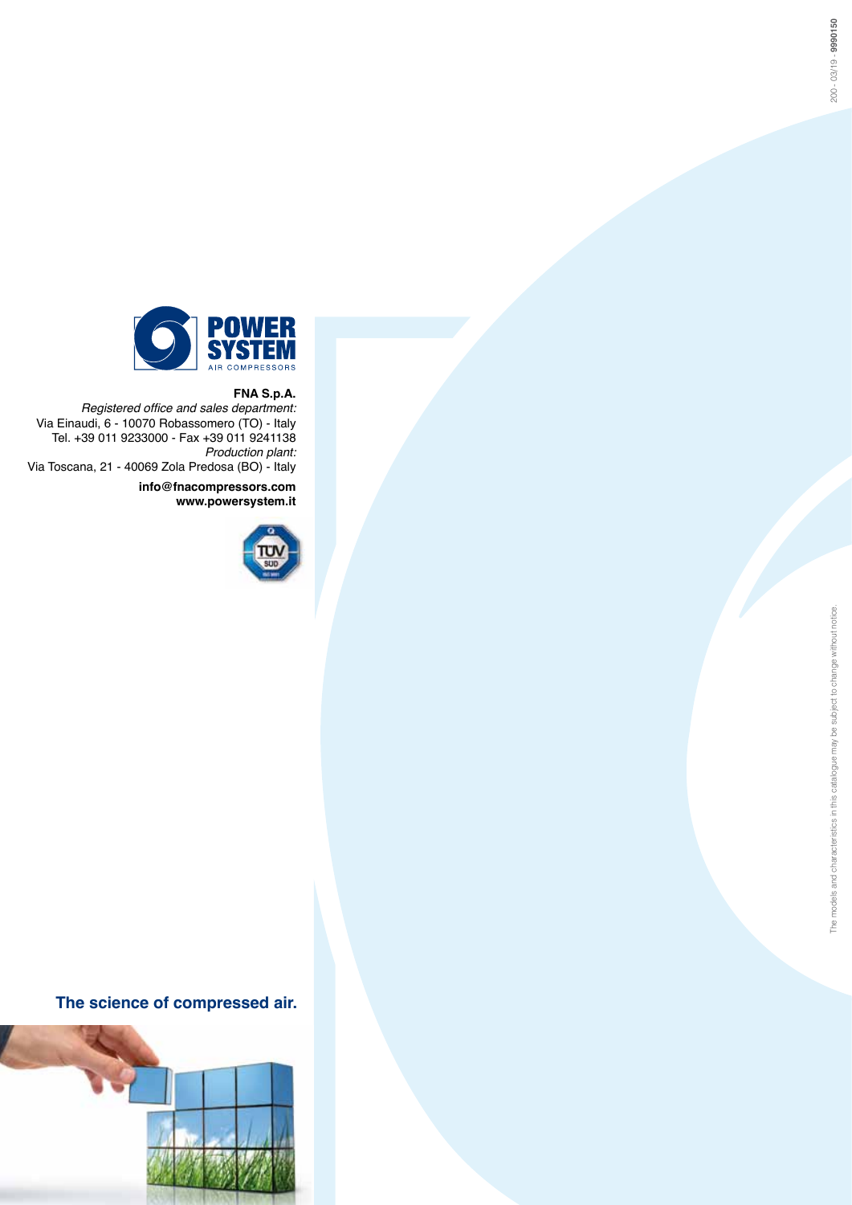POWER SYSTEM
AIR COMPRESSORS

**FNA S.p.A.**
*Registered office and sales department:*
Via Einaudi, 6 - 10070 Robassomero (TO) - Italy
Tel. +39 011 9233000 - Fax +39 011 9241138
*Production plant:*
Via Toscana, 21 - 40069 Zola Predosa (BO) - Italy

**info@fnacompressors.com**
**www.powersystem.it**

**The science of compressed air.**

The models and characteristics in this catalogue may be subject to change without notice.

200 - 03/19 - **9990150**